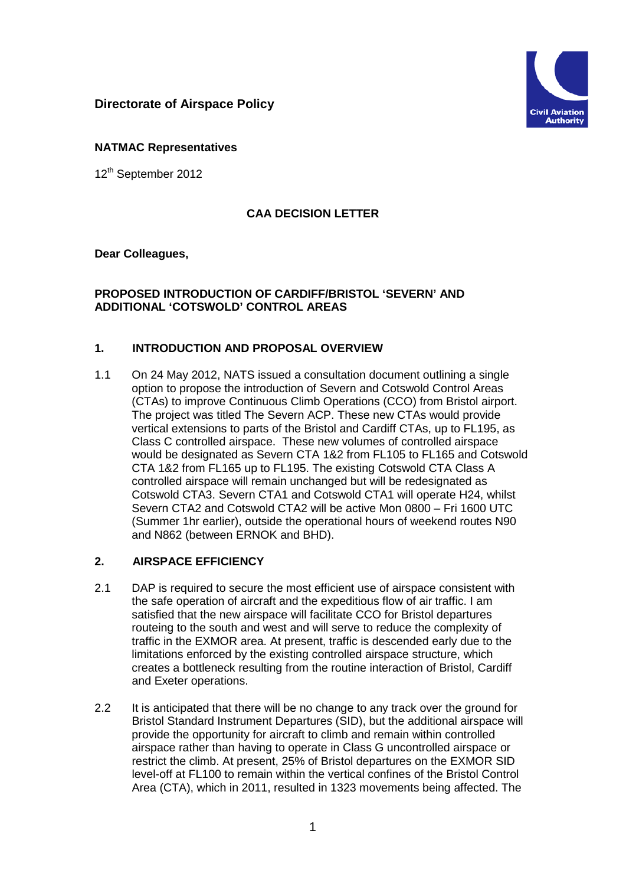**Directorate of Airspace Policy**

**NATMAC Representatives**

12th September 2012

**CAA DECISION LETTER**

**Dear Colleagues,**

**PROPOSED INTRODUCTION OF CARDIFF/BRISTOL 'SEVERN' AND ADDITIONAL 'COTSWOLD' CONTROL AREAS**

## 1. INTRODUCTION AND PROPOSAL OVERVIEW

1.1 On 24 May 2012, NATS issued a consultation document outlining a single option to propose the introduction of Severn and Cotswold Control Areas (CTAs) to improve Continuous Climb Operations (CCO) from Bristol airport. The project was titled The Severn ACP. These new CTAs would provide vertical extensions to parts of the Bristol and Cardiff CTAs, up to FL195, as Class C controlled airspace. These new volumes of controlled airspace would be designated as Severn CTA 1&2 from FL105 to FL165 and Cotswold CTA 1&2 from FL165 up to FL195. The existing Cotswold CTA Class A controlled airspace will remain unchanged but will be redesignated as Cotswold CTA3. Severn CTA1 and Cotswold CTA1 will operate H24, whilst Severn CTA2 and Cotswold CTA2 will be active Mon 0800 – Fri 1600 UTC (Summer 1hr earlier), outside the operational hours of weekend routes N90 and N862 (between ERNOK and BHD).

## 2. AIRSPACE EFFICIENCY

2.1 DAP is required to secure the most efficient use of airspace consistent with the safe operation of aircraft and the expeditious flow of air traffic. I am satisfied that the new airspace will facilitate CCO for Bristol departures routeing to the south and west and will serve to reduce the complexity of traffic in the EXMOR area. At present, traffic is descended early due to the limitations enforced by the existing controlled airspace structure, which creates a bottleneck resulting from the routine interaction of Bristol, Cardiff and Exeter operations.

2.2 It is anticipated that there will be no change to any track over the ground for Bristol Standard Instrument Departures (SID), but the additional airspace will provide the opportunity for aircraft to climb and remain within controlled airspace rather than having to operate in Class G uncontrolled airspace or restrict the climb. At present, 25% of Bristol departures on the EXMOR SID level-off at FL100 to remain within the vertical confines of the Bristol Control Area (CTA), which in 2011, resulted in 1323 movements being affected. The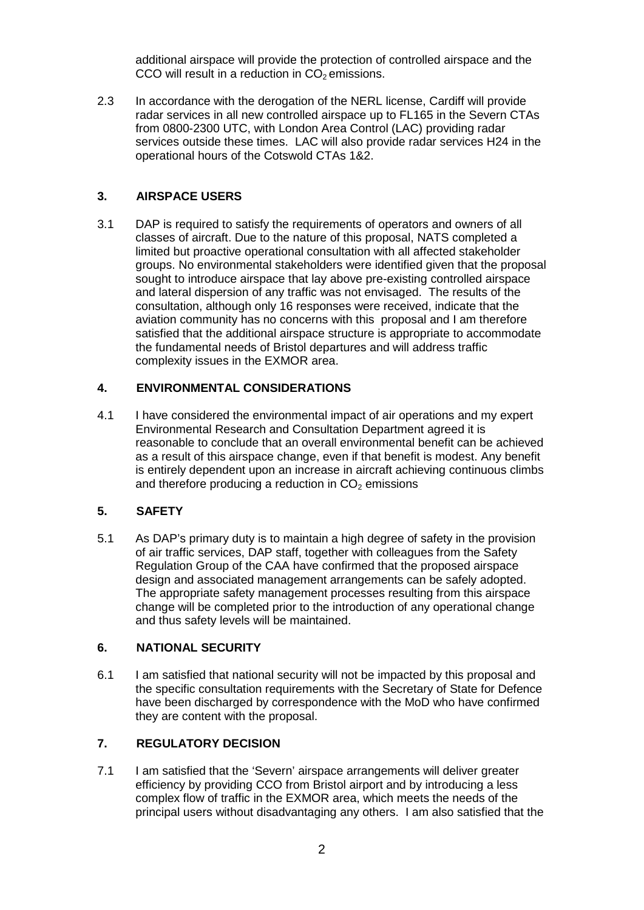additional airspace will provide the protection of controlled airspace and the CCO will result in a reduction in $CO_2$ emissions.

2.3 In accordance with the derogation of the NERL license, Cardiff will provide radar services in all new controlled airspace up to FL165 in the Severn CTAs from 0800-2300 UTC, with London Area Control (LAC) providing radar services outside these times. LAC will also provide radar services H24 in the operational hours of the Cotswold CTAs 1&2.

## 3. AIRSPACE USERS

3.1 DAP is required to satisfy the requirements of operators and owners of all classes of aircraft. Due to the nature of this proposal, NATS completed a limited but proactive operational consultation with all affected stakeholder groups. No environmental stakeholders were identified given that the proposal sought to introduce airspace that lay above pre-existing controlled airspace and lateral dispersion of any traffic was not envisaged. The results of the consultation, although only 16 responses were received, indicate that the aviation community has no concerns with this proposal and I am therefore satisfied that the additional airspace structure is appropriate to accommodate the fundamental needs of Bristol departures and will address traffic complexity issues in the EXMOR area.

## 4. ENVIRONMENTAL CONSIDERATIONS

4.1 I have considered the environmental impact of air operations and my expert Environmental Research and Consultation Department agreed it is reasonable to conclude that an overall environmental benefit can be achieved as a result of this airspace change, even if that benefit is modest. Any benefit is entirely dependent upon an increase in aircraft achieving continuous climbs and therefore producing a reduction in $CO_2$ emissions

## 5. SAFETY

5.1 As DAP's primary duty is to maintain a high degree of safety in the provision of air traffic services, DAP staff, together with colleagues from the Safety Regulation Group of the CAA have confirmed that the proposed airspace design and associated management arrangements can be safely adopted. The appropriate safety management processes resulting from this airspace change will be completed prior to the introduction of any operational change and thus safety levels will be maintained.

## 6. NATIONAL SECURITY

6.1 I am satisfied that national security will not be impacted by this proposal and the specific consultation requirements with the Secretary of State for Defence have been discharged by correspondence with the MoD who have confirmed they are content with the proposal.

## 7. REGULATORY DECISION

7.1 I am satisfied that the 'Severn' airspace arrangements will deliver greater efficiency by providing CCO from Bristol airport and by introducing a less complex flow of traffic in the EXMOR area, which meets the needs of the principal users without disadvantaging any others. I am also satisfied that the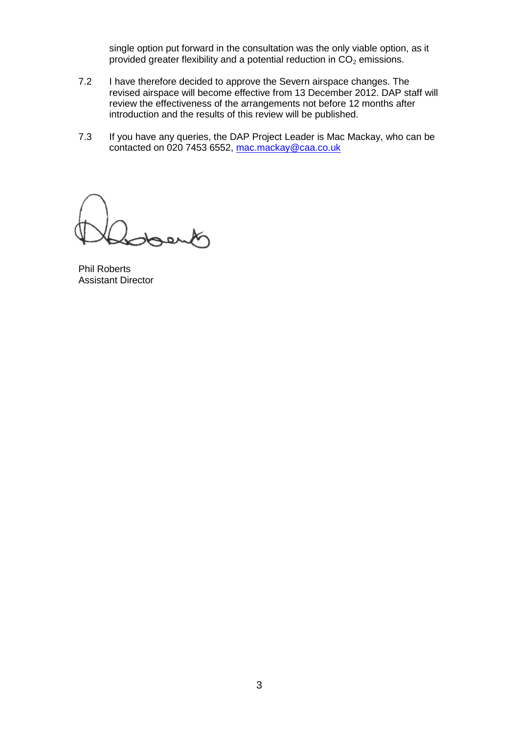single option put forward in the consultation was the only viable option, as it provided greater flexibility and a potential reduction in $CO_2$ emissions.

7.2 I have therefore decided to approve the Severn airspace changes. The revised airspace will become effective from 13 December 2012. DAP staff will review the effectiveness of the arrangements not before 12 months after introduction and the results of this review will be published.

7.3 If you have any queries, the DAP Project Leader is Mac Mackay, who can be contacted on 020 7453 6552, mac.mackay@caa.co.uk

Phil Roberts
Assistant Director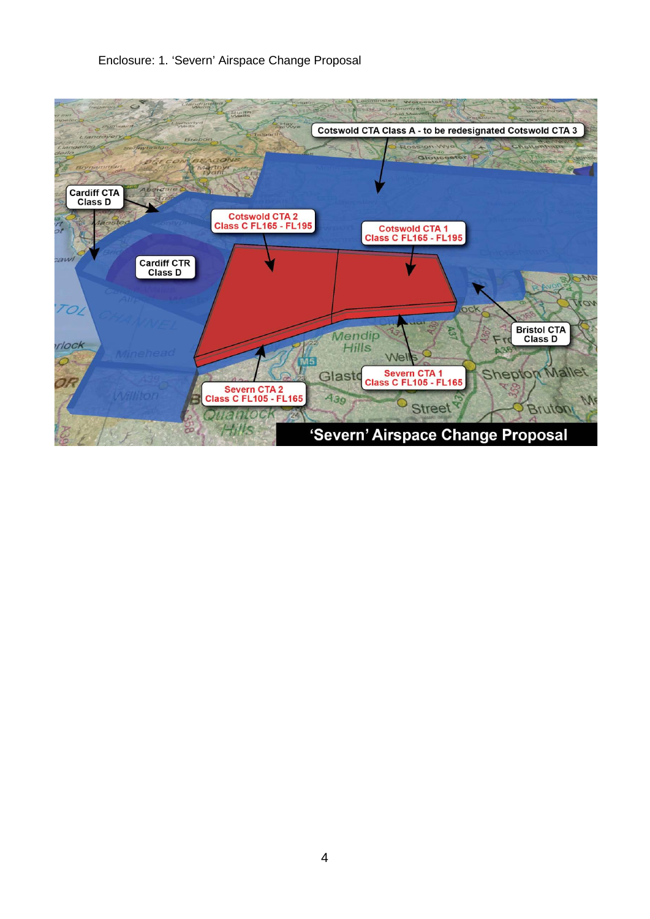Enclosure: 1. 'Severn' Airspace Change Proposal

Cotswold CTA Class A - to be redesignated Cotswold CTA 3

Cardiff CTA
Class D

Cotswold CTA 2
Class C FL165 - FL195

Cotswold CTA 1
Class C FL165 - FL195

Cardiff CTR
Class D

Bristol CTA
Class D

Severn CTA 1
Class C FL105 - FL165

Severn CTA 2
Class C FL105 - FL165

'Severn' Airspace Change Proposal